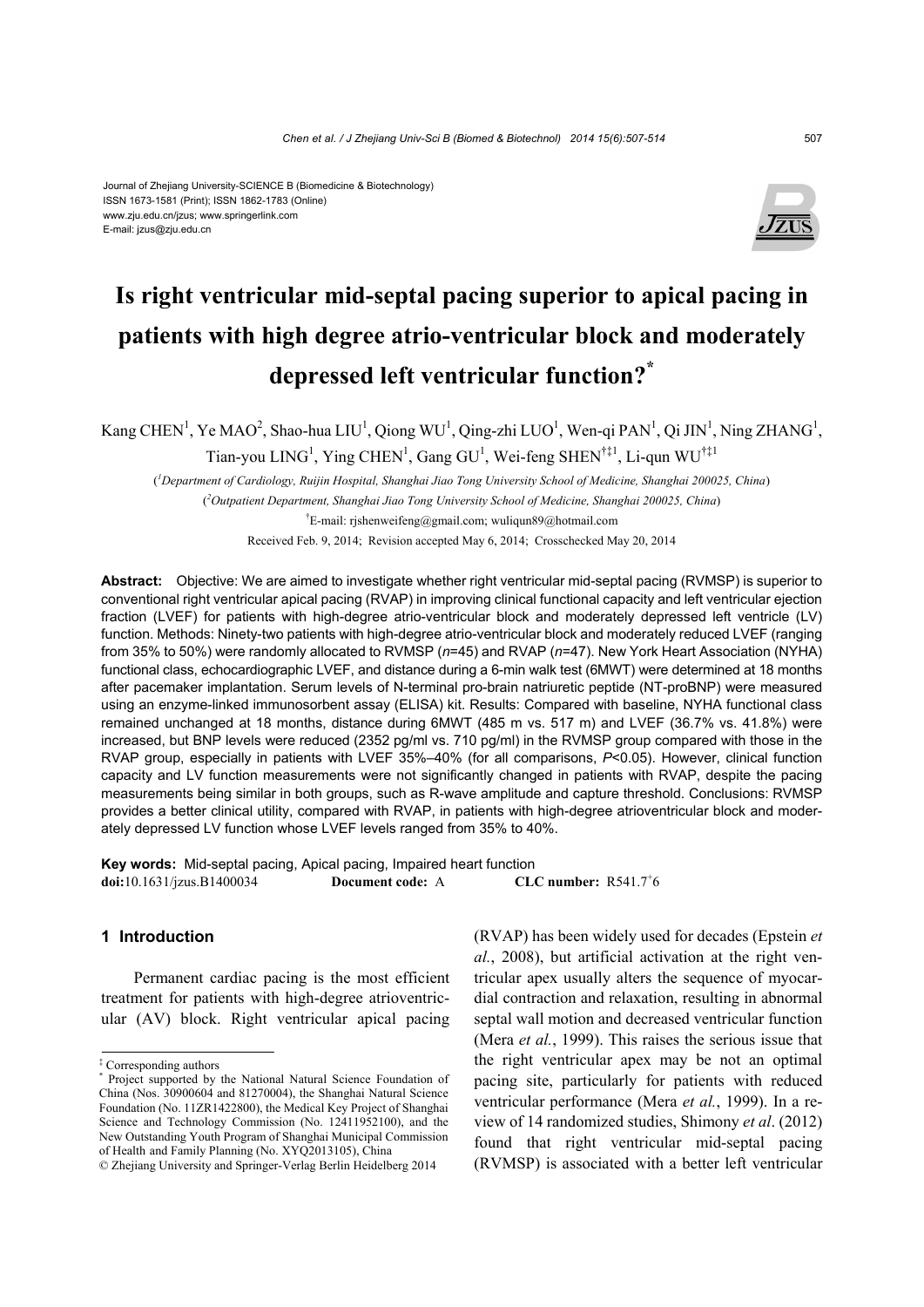Journal of Zhejiang University-SCIENCE B (Biomedicine & Biotechnology)
ISSN 1673-1581 (Print); ISSN 1862-1783 (Online)
www.zju.edu.cn/jzus; www.springerlink.com
E-mail: jzus@zju.edu.cn

# Is right ventricular mid-septal pacing superior to apical pacing in patients with high degree atrio-ventricular block and moderately depressed left ventricular function?*

Kang CHEN[1], Ye MAO[2], Shao-hua LIU[1], Qiong WU[1], Qing-zhi LUO[1], Wen-qi PAN[1], Qi JIN[1], Ning ZHANG[1], Tian-you LING[1], Ying CHEN[1], Gang GU[1], Wei-feng SHEN[†‡1], Li-qun WU[†‡1]

([1]*Department of Cardiology, Ruijin Hospital, Shanghai Jiao Tong University School of Medicine, Shanghai 200025, China*)

([2]*Outpatient Department, Shanghai Jiao Tong University School of Medicine, Shanghai 200025, China*)

[†]E-mail: rjshenweifeng@gmail.com; wuliqun89@hotmail.com

Received Feb. 9, 2014; Revision accepted May 6, 2014; Crosschecked May 20, 2014

**Abstract:** Objective: We are aimed to investigate whether right ventricular mid-septal pacing (RVMSP) is superior to conventional right ventricular apical pacing (RVAP) in improving clinical functional capacity and left ventricular ejection fraction (LVEF) for patients with high-degree atrio-ventricular block and moderately depressed left ventricle (LV) function. Methods: Ninety-two patients with high-degree atrio-ventricular block and moderately reduced LVEF (ranging from 35% to 50%) were randomly allocated to RVMSP (*n*=45) and RVAP (*n*=47). New York Heart Association (NYHA) functional class, echocardiographic LVEF, and distance during a 6-min walk test (6MWT) were determined at 18 months after pacemaker implantation. Serum levels of N-terminal pro-brain natriuretic peptide (NT-proBNP) were measured using an enzyme-linked immunosorbent assay (ELISA) kit. Results: Compared with baseline, NYHA functional class remained unchanged at 18 months, distance during 6MWT (485 m vs. 517 m) and LVEF (36.7% vs. 41.8%) were increased, but BNP levels were reduced (2352 pg/ml vs. 710 pg/ml) in the RVMSP group compared with those in the RVAP group, especially in patients with LVEF 35%–40% (for all comparisons, $P$<0.05). However, clinical function capacity and LV function measurements were not significantly changed in patients with RVAP, despite the pacing measurements being similar in both groups, such as R-wave amplitude and capture threshold. Conclusions: RVMSP provides a better clinical utility, compared with RVAP, in patients with high-degree atrioventricular block and moderately depressed LV function whose LVEF levels ranged from 35% to 40%.

**Key words:** Mid-septal pacing, Apical pacing, Impaired heart function
**doi:**10.1631/jzus.B1400034 **Document code:** A **CLC number:** R541.7+6

## 1 Introduction

Permanent cardiac pacing is the most efficient treatment for patients with high-degree atrioventricular (AV) block. Right ventricular apical pacing (RVAP) has been widely used for decades (Epstein *et al.*, 2008), but artificial activation at the right ventricular apex usually alters the sequence of myocardial contraction and relaxation, resulting in abnormal septal wall motion and decreased ventricular function (Mera *et al.*, 1999). This raises the serious issue that the right ventricular apex may be not an optimal pacing site, particularly for patients with reduced ventricular performance (Mera *et al.*, 1999). In a review of 14 randomized studies, Shimony *et al*. (2012) found that right ventricular mid-septal pacing (RVMSP) is associated with a better left ventricular

---

‡ Corresponding authors

\* Project supported by the National Natural Science Foundation of China (Nos. 30900604 and 81270004), the Shanghai Natural Science Foundation (No. 11ZR1422800), the Medical Key Project of Shanghai Science and Technology Commission (No. 12411952100), and the New Outstanding Youth Program of Shanghai Municipal Commission of Health and Family Planning (No. XYQ2013105), China

© Zhejiang University and Springer-Verlag Berlin Heidelberg 2014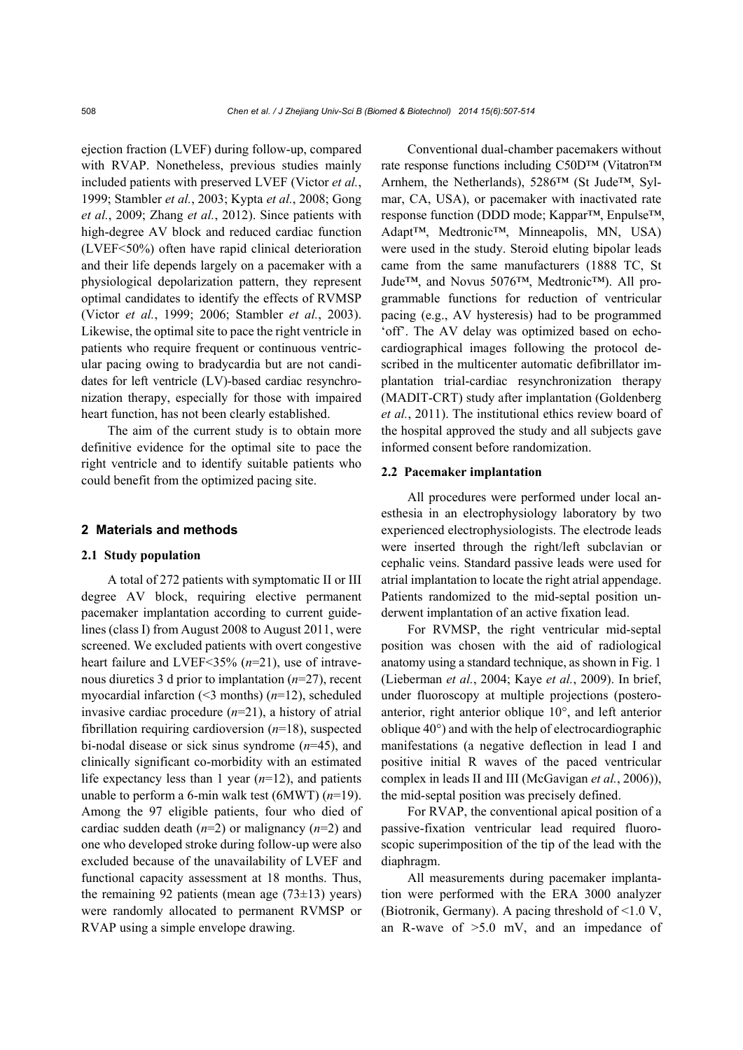ejection fraction (LVEF) during follow-up, compared with RVAP. Nonetheless, previous studies mainly included patients with preserved LVEF (Victor *et al.*, 1999; Stambler *et al.*, 2003; Kypta *et al.*, 2008; Gong *et al.*, 2009; Zhang *et al.*, 2012). Since patients with high-degree AV block and reduced cardiac function (LVEF<50%) often have rapid clinical deterioration and their life depends largely on a pacemaker with a physiological depolarization pattern, they represent optimal candidates to identify the effects of RVMSP (Victor *et al.*, 1999; 2006; Stambler *et al.*, 2003). Likewise, the optimal site to pace the right ventricle in patients who require frequent or continuous ventricular pacing owing to bradycardia but are not candidates for left ventricle (LV)-based cardiac resynchronization therapy, especially for those with impaired heart function, has not been clearly established.

The aim of the current study is to obtain more definitive evidence for the optimal site to pace the right ventricle and to identify suitable patients who could benefit from the optimized pacing site.

## 2 Materials and methods

### 2.1 Study population

A total of 272 patients with symptomatic II or III degree AV block, requiring elective permanent pacemaker implantation according to current guidelines (class I) from August 2008 to August 2011, were screened. We excluded patients with overt congestive heart failure and LVEF<35% ($n$=21), use of intravenous diuretics 3 d prior to implantation ($n$=27), recent myocardial infarction (<3 months) ($n$=12), scheduled invasive cardiac procedure ($n$=21), a history of atrial fibrillation requiring cardioversion ($n$=18), suspected bi-nodal disease or sick sinus syndrome ($n$=45), and clinically significant co-morbidity with an estimated life expectancy less than 1 year ($n$=12), and patients unable to perform a 6-min walk test (6MWT) ($n$=19). Among the 97 eligible patients, four who died of cardiac sudden death ($n$=2) or malignancy ($n$=2) and one who developed stroke during follow-up were also excluded because of the unavailability of LVEF and functional capacity assessment at 18 months. Thus, the remaining 92 patients (mean age (73±13) years) were randomly allocated to permanent RVMSP or RVAP using a simple envelope drawing.

Conventional dual-chamber pacemakers without rate response functions including C50D™ (Vitatron™ Arnhem, the Netherlands), 5286™ (St Jude™, Sylmar, CA, USA), or pacemaker with inactivated rate response function (DDD mode; Kappar™, Enpulse™, Adapt™, Medtronic™, Minneapolis, MN, USA) were used in the study. Steroid eluting bipolar leads came from the same manufacturers (1888 TC, St Jude™, and Novus 5076™, Medtronic™). All programmable functions for reduction of ventricular pacing (e.g., AV hysteresis) had to be programmed 'off'. The AV delay was optimized based on echocardiographical images following the protocol described in the multicenter automatic defibrillator implantation trial-cardiac resynchronization therapy (MADIT-CRT) study after implantation (Goldenberg *et al.*, 2011). The institutional ethics review board of the hospital approved the study and all subjects gave informed consent before randomization.

### 2.2 Pacemaker implantation

All procedures were performed under local anesthesia in an electrophysiology laboratory by two experienced electrophysiologists. The electrode leads were inserted through the right/left subclavian or cephalic veins. Standard passive leads were used for atrial implantation to locate the right atrial appendage. Patients randomized to the mid-septal position underwent implantation of an active fixation lead.

For RVMSP, the right ventricular mid-septal position was chosen with the aid of radiological anatomy using a standard technique, as shown in Fig. 1 (Lieberman *et al.*, 2004; Kaye *et al.*, 2009). In brief, under fluoroscopy at multiple projections (posteroanterior, right anterior oblique 10°, and left anterior oblique 40°) and with the help of electrocardiographic manifestations (a negative deflection in lead I and positive initial R waves of the paced ventricular complex in leads II and III (McGavigan *et al.*, 2006)), the mid-septal position was precisely defined.

For RVAP, the conventional apical position of a passive-fixation ventricular lead required fluoroscopic superimposition of the tip of the lead with the diaphragm.

All measurements during pacemaker implantation were performed with the ERA 3000 analyzer (Biotronik, Germany). A pacing threshold of <1.0 V, an R-wave of >5.0 mV, and an impedance of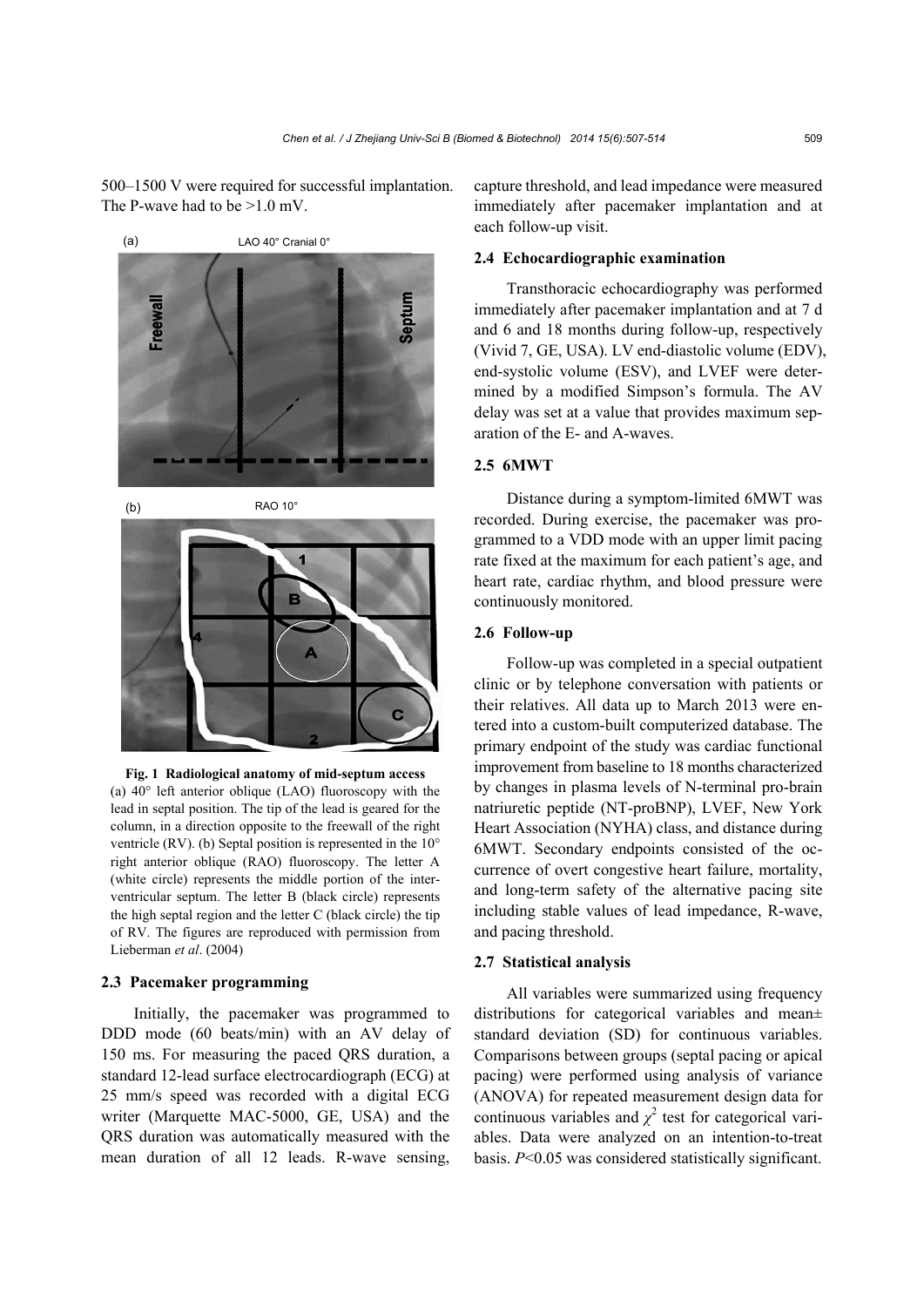500–1500 V were required for successful implantation. The P-wave had to be >1.0 mV.

**Fig. 1 Radiological anatomy of mid-septum access**
(a) 40° left anterior oblique (LAO) fluoroscopy with the lead in septal position. The tip of the lead is geared for the column, in a direction opposite to the freewall of the right ventricle (RV). (b) Septal position is represented in the 10° right anterior oblique (RAO) fluoroscopy. The letter A (white circle) represents the middle portion of the interventricular septum. The letter B (black circle) represents the high septal region and the letter C (black circle) the tip of RV. The figures are reproduced with permission from Lieberman *et al*. (2004)

### 2.3 Pacemaker programming

Initially, the pacemaker was programmed to DDD mode (60 beats/min) with an AV delay of 150 ms. For measuring the paced QRS duration, a standard 12-lead surface electrocardiograph (ECG) at 25 mm/s speed was recorded with a digital ECG writer (Marquette MAC-5000, GE, USA) and the QRS duration was automatically measured with the mean duration of all 12 leads. R-wave sensing, capture threshold, and lead impedance were measured immediately after pacemaker implantation and at each follow-up visit.

### 2.4 Echocardiographic examination

Transthoracic echocardiography was performed immediately after pacemaker implantation and at 7 d and 6 and 18 months during follow-up, respectively (Vivid 7, GE, USA). LV end-diastolic volume (EDV), end-systolic volume (ESV), and LVEF were determined by a modified Simpson's formula. The AV delay was set at a value that provides maximum separation of the E- and A-waves.

### 2.5 6MWT

Distance during a symptom-limited 6MWT was recorded. During exercise, the pacemaker was programmed to a VDD mode with an upper limit pacing rate fixed at the maximum for each patient's age, and heart rate, cardiac rhythm, and blood pressure were continuously monitored.

### 2.6 Follow-up

Follow-up was completed in a special outpatient clinic or by telephone conversation with patients or their relatives. All data up to March 2013 were entered into a custom-built computerized database. The primary endpoint of the study was cardiac functional improvement from baseline to 18 months characterized by changes in plasma levels of N-terminal pro-brain natriuretic peptide (NT-proBNP), LVEF, New York Heart Association (NYHA) class, and distance during 6MWT. Secondary endpoints consisted of the occurrence of overt congestive heart failure, mortality, and long-term safety of the alternative pacing site including stable values of lead impedance, R-wave, and pacing threshold.

### 2.7 Statistical analysis

All variables were summarized using frequency distributions for categorical variables and mean±standard deviation (SD) for continuous variables. Comparisons between groups (septal pacing or apical pacing) were performed using analysis of variance (ANOVA) for repeated measurement design data for continuous variables and $\chi^2$ test for categorical variables. Data were analyzed on an intention-to-treat basis. $P<0.05$ was considered statistically significant.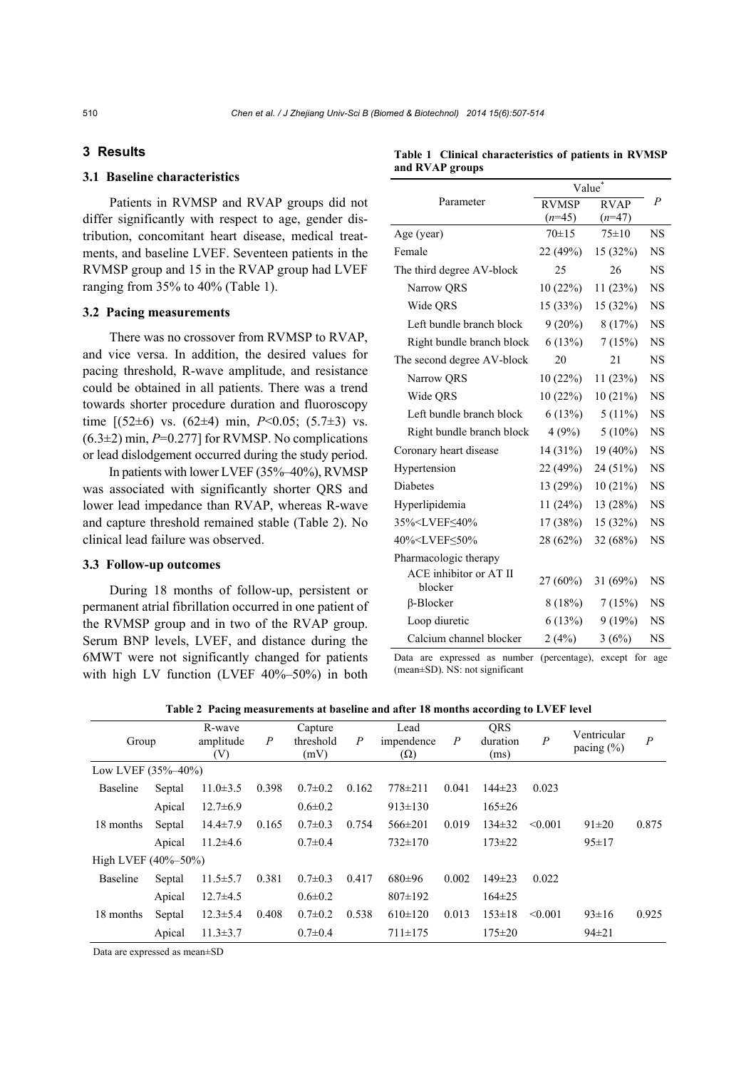## 3 Results

### 3.1 Baseline characteristics

Patients in RVMSP and RVAP groups did not differ significantly with respect to age, gender distribution, concomitant heart disease, medical treatments, and baseline LVEF. Seventeen patients in the RVMSP group and 15 in the RVAP group had LVEF ranging from 35% to 40% (Table 1).

### 3.2 Pacing measurements

There was no crossover from RVMSP to RVAP, and vice versa. In addition, the desired values for pacing threshold, R-wave amplitude, and resistance could be obtained in all patients. There was a trend towards shorter procedure duration and fluoroscopy time [(52±6) vs. (62±4) min, $P<0.05$; (5.7±3) vs. (6.3±2) min, $P=0.277$] for RVMSP. No complications or lead dislodgement occurred during the study period.

In patients with lower LVEF (35%–40%), RVMSP was associated with significantly shorter QRS and lower lead impedance than RVAP, whereas R-wave and capture threshold remained stable (Table 2). No clinical lead failure was observed.

### 3.3 Follow-up outcomes

During 18 months of follow-up, persistent or permanent atrial fibrillation occurred in one patient of the RVMSP group and in two of the RVAP group. Serum BNP levels, LVEF, and distance during the 6MWT were not significantly changed for patients with high LV function (LVEF 40%–50%) in both

**Table 1 Clinical characteristics of patients in RVMSP and RVAP groups**

| Parameter | Value* | | *P* |
|---|---|---|---|
| | RVMSP (*n*=45) | RVAP (*n*=47) | |
| Age (year) | 70±15 | 75±10 | NS |
| Female | 22 (49%) | 15 (32%) | NS |
| The third degree AV-block | 25 | 26 | NS |
| Narrow QRS | 10 (22%) | 11 (23%) | NS |
| Wide QRS | 15 (33%) | 15 (32%) | NS |
| Left bundle branch block | 9 (20%) | 8 (17%) | NS |
| Right bundle branch block | 6 (13%) | 7 (15%) | NS |
| The second degree AV-block | 20 | 21 | NS |
| Narrow QRS | 10 (22%) | 11 (23%) | NS |
| Wide QRS | 10 (22%) | 10 (21%) | NS |
| Left bundle branch block | 6 (13%) | 5 (11%) | NS |
| Right bundle branch block | 4 (9%) | 5 (10%) | NS |
| Coronary heart disease | 14 (31%) | 19 (40%) | NS |
| Hypertension | 22 (49%) | 24 (51%) | NS |
| Diabetes | 13 (29%) | 10 (21%) | NS |
| Hyperlipidemia | 11 (24%) | 13 (28%) | NS |
| 35%<LVEF≤40% | 17 (38%) | 15 (32%) | NS |
| 40%<LVEF≤50% | 28 (62%) | 32 (68%) | NS |
| Pharmacologic therapy | | | |
| ACE inhibitor or AT II blocker | 27 (60%) | 31 (69%) | NS |
| β-Blocker | 8 (18%) | 7 (15%) | NS |
| Loop diuretic | 6 (13%) | 9 (19%) | NS |
| Calcium channel blocker | 2 (4%) | 3 (6%) | NS |

Data are expressed as number (percentage), except for age (mean±SD). NS: not significant

**Table 2 Pacing measurements at baseline and after 18 months according to LVEF level**

| Group | | R-wave amplitude (V) | *P* | Capture threshold (mV) | *P* | Lead impendence (Ω) | *P* | QRS duration (ms) | *P* | Ventricular pacing (%) | *P* |
|---|---|---|---|---|---|---|---|---|---|---|---|
| Low LVEF (35%–40%) | | | | | | | | | | | |
| Baseline | Septal | 11.0±3.5 | 0.398 | 0.7±0.2 | 0.162 | 778±211 | 0.041 | 144±23 | 0.023 | | |
| | Apical | 12.7±6.9 | | 0.6±0.2 | | 913±130 | | 165±26 | | | |
| 18 months | Septal | 14.4±7.9 | 0.165 | 0.7±0.3 | 0.754 | 566±201 | 0.019 | 134±32 | <0.001 | 91±20 | 0.875 |
| | Apical | 11.2±4.6 | | 0.7±0.4 | | 732±170 | | 173±22 | | 95±17 | |
| High LVEF (40%–50%) | | | | | | | | | | | |
| Baseline | Septal | 11.5±5.7 | 0.381 | 0.7±0.3 | 0.417 | 680±96 | 0.002 | 149±23 | 0.022 | | |
| | Apical | 12.7±4.5 | | 0.6±0.2 | | 807±192 | | 164±25 | | | |
| 18 months | Septal | 12.3±5.4 | 0.408 | 0.7±0.2 | 0.538 | 610±120 | 0.013 | 153±18 | <0.001 | 93±16 | 0.925 |
| | Apical | 11.3±3.7 | | 0.7±0.4 | | 711±175 | | 175±20 | | 94±21 | |

Data are expressed as mean±SD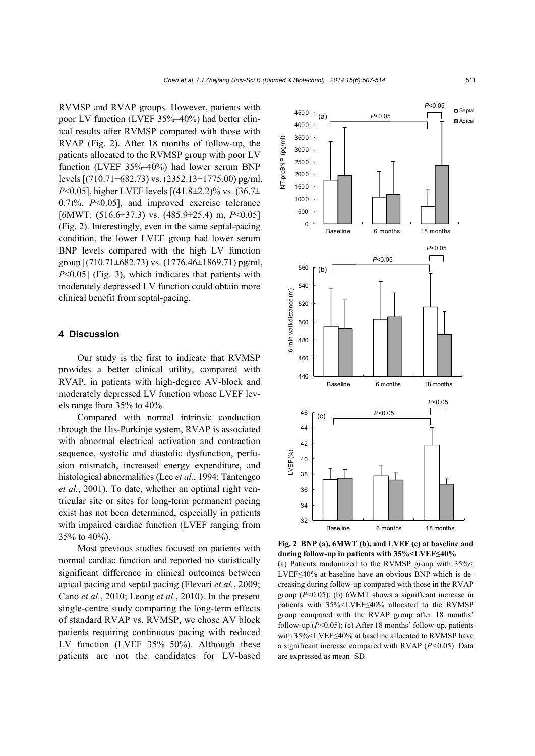RVMSP and RVAP groups. However, patients with poor LV function (LVEF 35%–40%) had better clinical results after RVMSP compared with those with RVAP (Fig. 2). After 18 months of follow-up, the patients allocated to the RVMSP group with poor LV function (LVEF 35%–40%) had lower serum BNP levels [(710.71±682.73) vs. (2352.13±1775.00) pg/ml, $P<0.05$], higher LVEF levels [(41.8±2.2)% vs. (36.7±0.7)%, $P<0.05$], and improved exercise tolerance [6MWT: (516.6±37.3) vs. (485.9±25.4) m, $P<0.05$] (Fig. 2). Interestingly, even in the same septal-pacing condition, the lower LVEF group had lower serum BNP levels compared with the high LV function group [(710.71±682.73) vs. (1776.46±1869.71) pg/ml, $P<0.05$] (Fig. 3), which indicates that patients with moderately depressed LV function could obtain more clinical benefit from septal-pacing.

## 4 Discussion

Our study is the first to indicate that RVMSP provides a better clinical utility, compared with RVAP, in patients with high-degree AV-block and moderately depressed LV function whose LVEF levels range from 35% to 40%.

Compared with normal intrinsic conduction through the His-Purkinje system, RVAP is associated with abnormal electrical activation and contraction sequence, systolic and diastolic dysfunction, perfusion mismatch, increased energy expenditure, and histological abnormalities (Lee *et al.*, 1994; Tantengco *et al.*, 2001). To date, whether an optimal right ventricular site or sites for long-term permanent pacing exist has not been determined, especially in patients with impaired cardiac function (LVEF ranging from 35% to 40%).

Most previous studies focused on patients with normal cardiac function and reported no statistically significant difference in clinical outcomes between apical pacing and septal pacing (Flevari *et al.*, 2009; Cano *et al.*, 2010; Leong *et al.*, 2010). In the present single-centre study comparing the long-term effects of standard RVAP vs. RVMSP, we chose AV block patients requiring continuous pacing with reduced LV function (LVEF 35%–50%). Although these patients are not the candidates for LV-based

**Fig. 2 BNP (a), 6MWT (b), and LVEF (c) at baseline and during follow-up in patients with 35%<LVEF≤40%**

(a) Patients randomized to the RVMSP group with 35%<LVEF≤40% at baseline have an obvious BNP which is decreasing during follow-up compared with those in the RVAP group ($P<0.05$); (b) 6WMT shows a significant increase in patients with 35%<LVEF≤40% allocated to the RVMSP group compared with the RVAP group after 18 months' follow-up ($P<0.05$); (c) After 18 months' follow-up, patients with 35%<LVEF≤40% at baseline allocated to RVMSP have a significant increase compared with RVAP ($P<0.05$). Data are expressed as mean±SD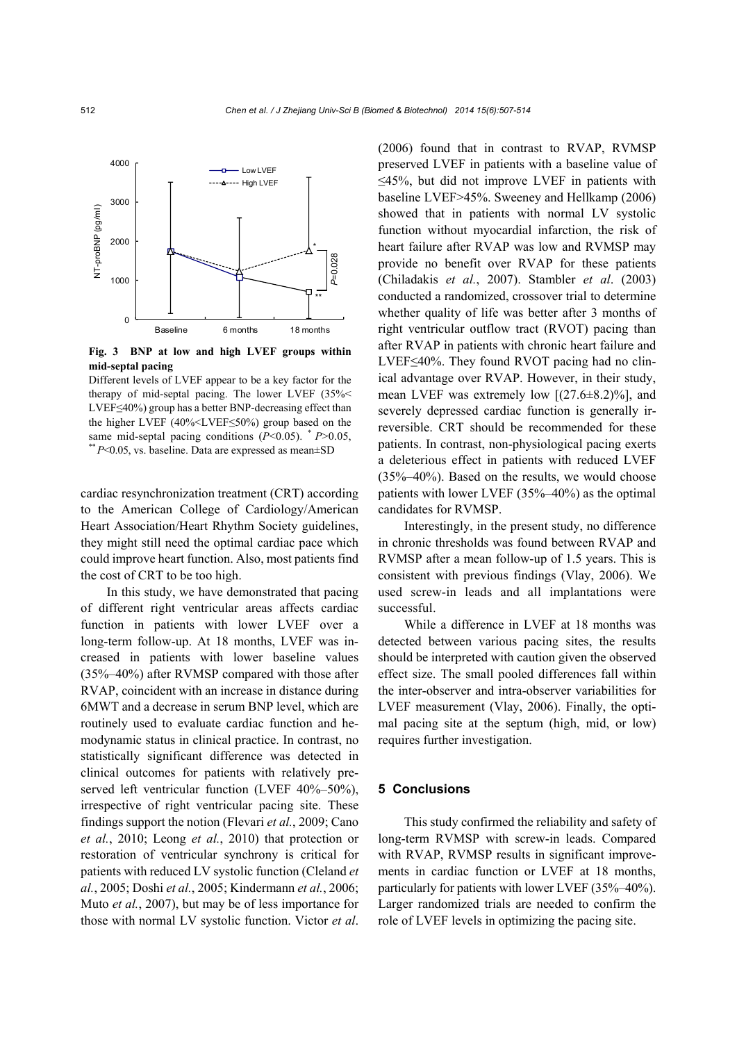**Fig. 3 BNP at low and high LVEF groups within mid-septal pacing**

Different levels of LVEF appear to be a key factor for the therapy of mid-septal pacing. The lower LVEF (35%< LVEF≤40%) group has a better BNP-decreasing effect than the higher LVEF (40%<LVEF≤50%) group based on the same mid-septal pacing conditions ($P<0.05$). * $P>0.05$, ** $P<0.05$, vs. baseline. Data are expressed as mean±SD

cardiac resynchronization treatment (CRT) according to the American College of Cardiology/American Heart Association/Heart Rhythm Society guidelines, they might still need the optimal cardiac pace which could improve heart function. Also, most patients find the cost of CRT to be too high.

In this study, we have demonstrated that pacing of different right ventricular areas affects cardiac function in patients with lower LVEF over a long-term follow-up. At 18 months, LVEF was increased in patients with lower baseline values (35%–40%) after RVMSP compared with those after RVAP, coincident with an increase in distance during 6MWT and a decrease in serum BNP level, which are routinely used to evaluate cardiac function and hemodynamic status in clinical practice. In contrast, no statistically significant difference was detected in clinical outcomes for patients with relatively preserved left ventricular function (LVEF 40%–50%), irrespective of right ventricular pacing site. These findings support the notion (Flevari *et al.*, 2009; Cano *et al.*, 2010; Leong *et al.*, 2010) that protection or restoration of ventricular synchrony is critical for patients with reduced LV systolic function (Cleland *et al.*, 2005; Doshi *et al.*, 2005; Kindermann *et al.*, 2006; Muto *et al.*, 2007), but may be of less importance for those with normal LV systolic function. Victor *et al*. (2006) found that in contrast to RVAP, RVMSP preserved LVEF in patients with a baseline value of ≤45%, but did not improve LVEF in patients with baseline LVEF>45%. Sweeney and Hellkamp (2006) showed that in patients with normal LV systolic function without myocardial infarction, the risk of heart failure after RVAP was low and RVMSP may provide no benefit over RVAP for these patients (Chiladakis *et al.*, 2007). Stambler *et al*. (2003) conducted a randomized, crossover trial to determine whether quality of life was better after 3 months of right ventricular outflow tract (RVOT) pacing than after RVAP in patients with chronic heart failure and LVEF≤40%. They found RVOT pacing had no clinical advantage over RVAP. However, in their study, mean LVEF was extremely low [(27.6±8.2)%], and severely depressed cardiac function is generally irreversible. CRT should be recommended for these patients. In contrast, non-physiological pacing exerts a deleterious effect in patients with reduced LVEF (35%–40%). Based on the results, we would choose patients with lower LVEF (35%–40%) as the optimal candidates for RVMSP.

Interestingly, in the present study, no difference in chronic thresholds was found between RVAP and RVMSP after a mean follow-up of 1.5 years. This is consistent with previous findings (Vlay, 2006). We used screw-in leads and all implantations were successful.

While a difference in LVEF at 18 months was detected between various pacing sites, the results should be interpreted with caution given the observed effect size. The small pooled differences fall within the inter-observer and intra-observer variabilities for LVEF measurement (Vlay, 2006). Finally, the optimal pacing site at the septum (high, mid, or low) requires further investigation.

## 5 Conclusions

This study confirmed the reliability and safety of long-term RVMSP with screw-in leads. Compared with RVAP, RVMSP results in significant improvements in cardiac function or LVEF at 18 months, particularly for patients with lower LVEF (35%–40%). Larger randomized trials are needed to confirm the role of LVEF levels in optimizing the pacing site.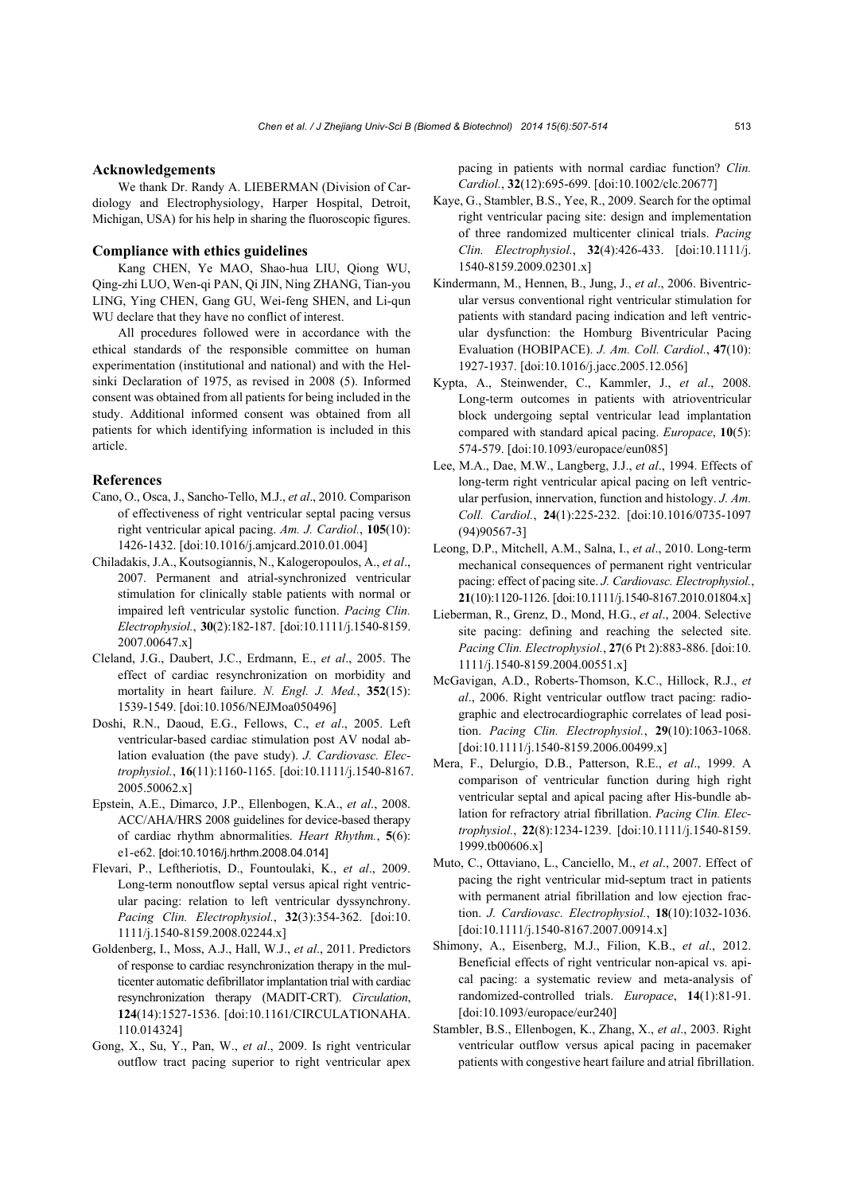## Acknowledgements

We thank Dr. Randy A. LIEBERMAN (Division of Cardiology and Electrophysiology, Harper Hospital, Detroit, Michigan, USA) for his help in sharing the fluoroscopic figures.

## Compliance with ethics guidelines

Kang CHEN, Ye MAO, Shao-hua LIU, Qiong WU, Qing-zhi LUO, Wen-qi PAN, Qi JIN, Ning ZHANG, Tian-you LING, Ying CHEN, Gang GU, Wei-feng SHEN, and Li-qun WU declare that they have no conflict of interest.

All procedures followed were in accordance with the ethical standards of the responsible committee on human experimentation (institutional and national) and with the Helsinki Declaration of 1975, as revised in 2008 (5). Informed consent was obtained from all patients for being included in the study. Additional informed consent was obtained from all patients for which identifying information is included in this article.

## References

Cano, O., Osca, J., Sancho-Tello, M.J., *et al*., 2010. Comparison of effectiveness of right ventricular septal pacing versus right ventricular apical pacing. *Am. J. Cardiol.*, **105**(10): 1426-1432. [doi:10.1016/j.amjcard.2010.01.004]

Chiladakis, J.A., Koutsogiannis, N., Kalogeropoulos, A., *et al*., 2007. Permanent and atrial-synchronized ventricular stimulation for clinically stable patients with normal or impaired left ventricular systolic function. *Pacing Clin. Electrophysiol.*, **30**(2):182-187. [doi:10.1111/j.1540-8159.2007.00647.x]

Cleland, J.G., Daubert, J.C., Erdmann, E., *et al*., 2005. The effect of cardiac resynchronization on morbidity and mortality in heart failure. *N. Engl. J. Med.*, **352**(15): 1539-1549. [doi:10.1056/NEJMoa050496]

Doshi, R.N., Daoud, E.G., Fellows, C., *et al*., 2005. Left ventricular-based cardiac stimulation post AV nodal ablation evaluation (the pave study). *J. Cardiovasc. Electrophysiol.*, **16**(11):1160-1165. [doi:10.1111/j.1540-8167.2005.50062.x]

Epstein, A.E., Dimarco, J.P., Ellenbogen, K.A., *et al*., 2008. ACC/AHA/HRS 2008 guidelines for device-based therapy of cardiac rhythm abnormalities. *Heart Rhythm.*, **5**(6): e1-e62. [doi:10.1016/j.hrthm.2008.04.014]

Flevari, P., Leftheriotis, D., Fountoulaki, K., *et al*., 2009. Long-term nonoutflow septal versus apical right ventricular pacing: relation to left ventricular dyssynchrony. *Pacing Clin. Electrophysiol.*, **32**(3):354-362. [doi:10.1111/j.1540-8159.2008.02244.x]

Goldenberg, I., Moss, A.J., Hall, W.J., *et al*., 2011. Predictors of response to cardiac resynchronization therapy in the multicenter automatic defibrillator implantation trial with cardiac resynchronization therapy (MADIT-CRT). *Circulation*, **124**(14):1527-1536. [doi:10.1161/CIRCULATIONAHA.110.014324]

Gong, X., Su, Y., Pan, W., *et al*., 2009. Is right ventricular outflow tract pacing superior to right ventricular apex pacing in patients with normal cardiac function? *Clin. Cardiol.*, **32**(12):695-699. [doi:10.1002/clc.20677]

Kaye, G., Stambler, B.S., Yee, R., 2009. Search for the optimal right ventricular pacing site: design and implementation of three randomized multicenter clinical trials. *Pacing Clin. Electrophysiol.*, **32**(4):426-433. [doi:10.1111/j.1540-8159.2009.02301.x]

Kindermann, M., Hennen, B., Jung, J., *et al*., 2006. Biventricular versus conventional right ventricular stimulation for patients with standard pacing indication and left ventricular dysfunction: the Homburg Biventricular Pacing Evaluation (HOBIPACE). *J. Am. Coll. Cardiol.*, **47**(10): 1927-1937. [doi:10.1016/j.jacc.2005.12.056]

Kypta, A., Steinwender, C., Kammler, J., *et al*., 2008. Long-term outcomes in patients with atrioventricular block undergoing septal ventricular lead implantation compared with standard apical pacing. *Europace*, **10**(5): 574-579. [doi:10.1093/europace/eun085]

Lee, M.A., Dae, M.W., Langberg, J.J., *et al*., 1994. Effects of long-term right ventricular apical pacing on left ventricular perfusion, innervation, function and histology. *J. Am. Coll. Cardiol.*, **24**(1):225-232. [doi:10.1016/0735-1097(94)90567-3]

Leong, D.P., Mitchell, A.M., Salna, I., *et al*., 2010. Long-term mechanical consequences of permanent right ventricular pacing: effect of pacing site. *J. Cardiovasc. Electrophysiol.*, **21**(10):1120-1126. [doi:10.1111/j.1540-8167.2010.01804.x]

Lieberman, R., Grenz, D., Mond, H.G., *et al*., 2004. Selective site pacing: defining and reaching the selected site. *Pacing Clin. Electrophysiol.*, **27**(6 Pt 2):883-886. [doi:10.1111/j.1540-8159.2004.00551.x]

McGavigan, A.D., Roberts-Thomson, K.C., Hillock, R.J., *et al*., 2006. Right ventricular outflow tract pacing: radiographic and electrocardiographic correlates of lead position. *Pacing Clin. Electrophysiol.*, **29**(10):1063-1068. [doi:10.1111/j.1540-8159.2006.00499.x]

Mera, F., Delurgio, D.B., Patterson, R.E., *et al*., 1999. A comparison of ventricular function during high right ventricular septal and apical pacing after His-bundle ablation for refractory atrial fibrillation. *Pacing Clin. Electrophysiol.*, **22**(8):1234-1239. [doi:10.1111/j.1540-8159.1999.tb00606.x]

Muto, C., Ottaviano, L., Canciello, M., *et al*., 2007. Effect of pacing the right ventricular mid-septum tract in patients with permanent atrial fibrillation and low ejection fraction. *J. Cardiovasc. Electrophysiol.*, **18**(10):1032-1036. [doi:10.1111/j.1540-8167.2007.00914.x]

Shimony, A., Eisenberg, M.J., Filion, K.B., *et al*., 2012. Beneficial effects of right ventricular non-apical vs. apical pacing: a systematic review and meta-analysis of randomized-controlled trials. *Europace*, **14**(1):81-91. [doi:10.1093/europace/eur240]

Stambler, B.S., Ellenbogen, K., Zhang, X., *et al*., 2003. Right ventricular outflow versus apical pacing in pacemaker patients with congestive heart failure and atrial fibrillation.